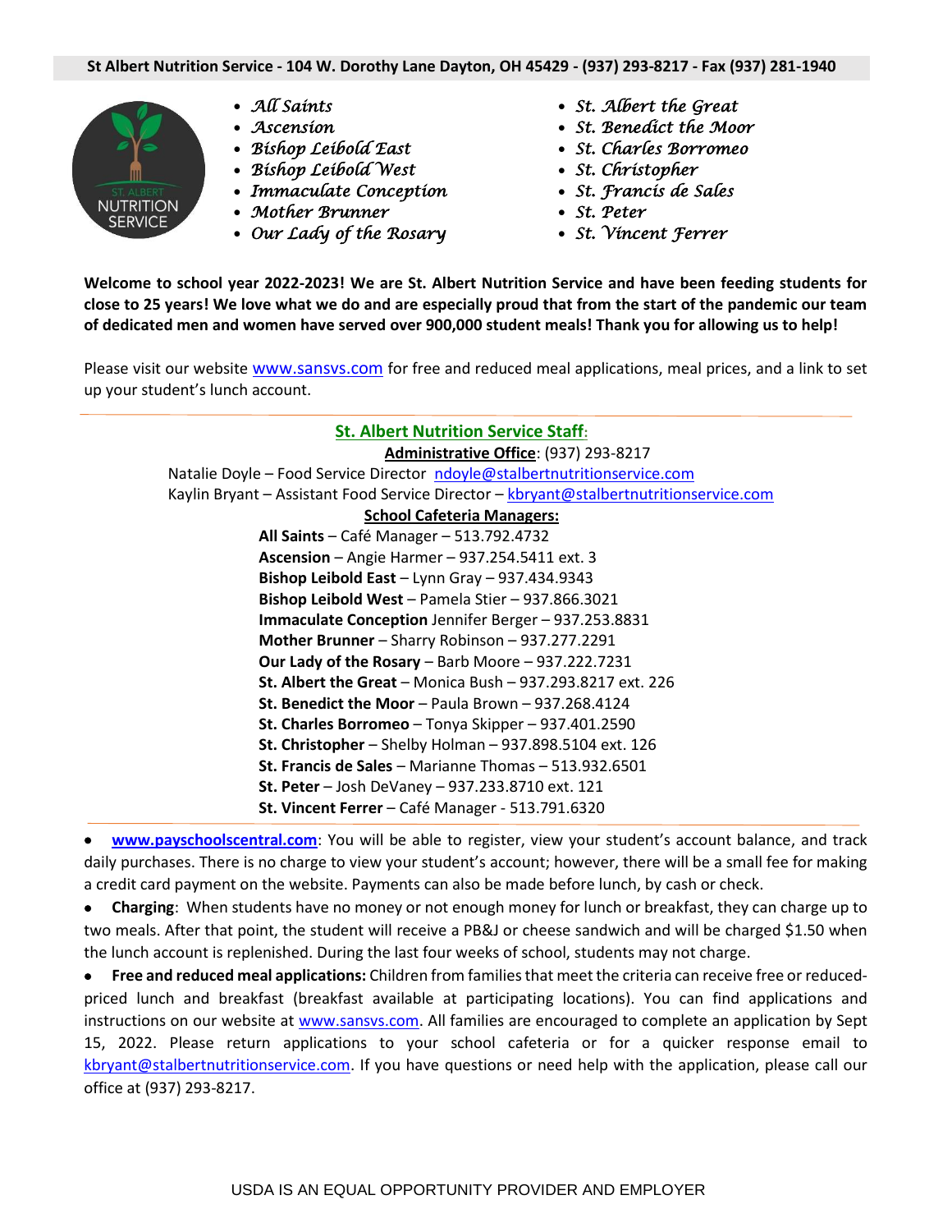**St Albert Nutrition Service - 104 W. Dorothy Lane Dayton, OH 45429 - (937) 293-8217 - Fax (937) 281-1940**

ST. ALBERT NUTRITION SERVICE

- *All Saints*
- *Ascension*
- *Bishop Leibold East*
- *Bishop Leibold West*
- *Immaculate Conception*
- *Mother Brunner*
- *Our Lady of the Rosary*
- *St. Albert the Great*
- *St. Benedict the Moor*
- *St. Charles Borromeo*
- *St. Christopher*
- *St. Francis de Sales*
- *St. Peter*
- *St. Vincent Ferrer*

**Welcome to school year 2022-2023! We are St. Albert Nutrition Service and have been feeding students for close to 25 years! We love what we do and are especially proud that from the start of the pandemic our team of dedicated men and women have served over 900,000 student meals! Thank you for allowing us to help!**

Please visit our website www.sansvs.com for free and reduced meal applications, meal prices, and a link to set up your student's lunch account.

---

## St. Albert Nutrition Service Staff:

**Administrative Office**: (937) 293-8217

Natalie Doyle – Food Service Director ndoyle@stalbertnutritionservice.com

Kaylin Bryant – Assistant Food Service Director – kbryant@stalbertnutritionservice.com

**School Cafeteria Managers:**

**All Saints** – Café Manager – 513.792.4732
**Ascension** – Angie Harmer – 937.254.5411 ext. 3
**Bishop Leibold East** – Lynn Gray – 937.434.9343
**Bishop Leibold West** – Pamela Stier – 937.866.3021
**Immaculate Conception** Jennifer Berger – 937.253.8831
**Mother Brunner** – Sharry Robinson – 937.277.2291
**Our Lady of the Rosary** – Barb Moore – 937.222.7231
**St. Albert the Great** – Monica Bush – 937.293.8217 ext. 226
**St. Benedict the Moor** – Paula Brown – 937.268.4124
**St. Charles Borromeo** – Tonya Skipper – 937.401.2590
**St. Christopher** – Shelby Holman – 937.898.5104 ext. 126
**St. Francis de Sales** – Marianne Thomas – 513.932.6501
**St. Peter** – Josh DeVaney – 937.233.8710 ext. 121
**St. Vincent Ferrer** – Café Manager - 513.791.6320

---

- **www.payschoolscentral.com**: You will be able to register, view your student's account balance, and track daily purchases. There is no charge to view your student's account; however, there will be a small fee for making a credit card payment on the website. Payments can also be made before lunch, by cash or check.
- **Charging**: When students have no money or not enough money for lunch or breakfast, they can charge up to two meals. After that point, the student will receive a PB&J or cheese sandwich and will be charged $1.50 when the lunch account is replenished. During the last four weeks of school, students may not charge.
- **Free and reduced meal applications:** Children from families that meet the criteria can receive free or reduced-priced lunch and breakfast (breakfast available at participating locations). You can find applications and instructions on our website at www.sansvs.com. All families are encouraged to complete an application by Sept 15, 2022. Please return applications to your school cafeteria or for a quicker response email to kbryant@stalbertnutritionservice.com. If you have questions or need help with the application, please call our office at (937) 293-8217.

USDA IS AN EQUAL OPPORTUNITY PROVIDER AND EMPLOYER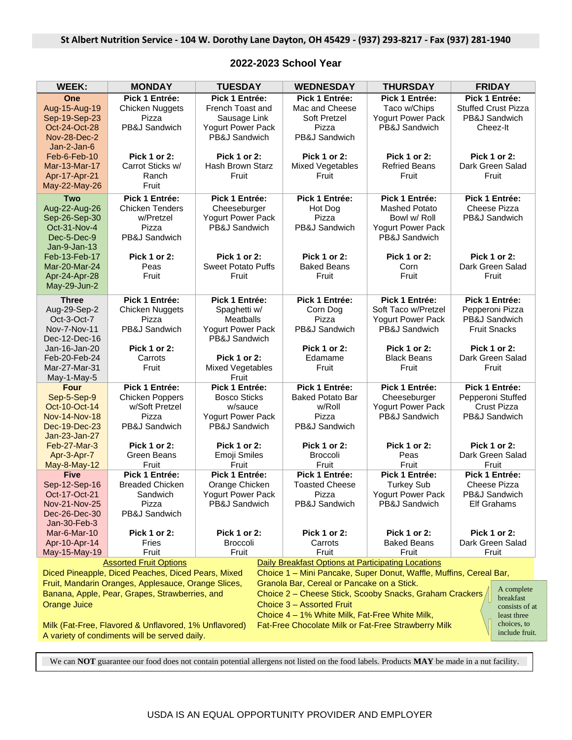St Albert Nutrition Service - 104 W. Dorothy Lane Dayton, OH 45429 - (937) 293-8217 - Fax (937) 281-1940

## 2022-2023 School Year

| WEEK: | MONDAY | TUESDAY | WEDNESDAY | THURSDAY | FRIDAY |
|---|---|---|---|---|---|
| **One**<br>Aug-15-Aug-19<br>Sep-19-Sep-23<br>Oct-24-Oct-28<br>Nov-28-Dec-2<br>Jan-2-Jan-6<br>Feb-6-Feb-10<br>Mar-13-Mar-17<br>Apr-17-Apr-21<br>May-22-May-26 | **Pick 1 Entrée:**<br>Chicken Nuggets<br>Pizza<br>PB&J Sandwich<br><br>**Pick 1 or 2:**<br>Carrot Sticks w/ Ranch<br>Fruit | **Pick 1 Entrée:**<br>French Toast and Sausage Link<br>Yogurt Power Pack<br>PB&J Sandwich<br><br>**Pick 1 or 2:**<br>Hash Brown Starz<br>Fruit | **Pick 1 Entrée:**<br>Mac and Cheese<br>Soft Pretzel<br>Pizza<br>PB&J Sandwich<br><br>**Pick 1 or 2:**<br>Mixed Vegetables<br>Fruit | **Pick 1 Entrée:**<br>Taco w/Chips<br>Yogurt Power Pack<br>PB&J Sandwich<br><br>**Pick 1 or 2:**<br>Refried Beans<br>Fruit | **Pick 1 Entrée:**<br>Stuffed Crust Pizza<br>PB&J Sandwich<br>Cheez-It<br><br>**Pick 1 or 2:**<br>Dark Green Salad<br>Fruit |
| **Two**<br>Aug-22-Aug-26<br>Sep-26-Sep-30<br>Oct-31-Nov-4<br>Dec-5-Dec-9<br>Jan-9-Jan-13<br>Feb-13-Feb-17<br>Mar-20-Mar-24<br>Apr-24-Apr-28<br>May-29-Jun-2 | **Pick 1 Entrée:**<br>Chicken Tenders w/Pretzel<br>Pizza<br>PB&J Sandwich<br><br>**Pick 1 or 2:**<br>Peas<br>Fruit | **Pick 1 Entrée:**<br>Cheeseburger<br>Yogurt Power Pack<br>PB&J Sandwich<br><br>**Pick 1 or 2:**<br>Sweet Potato Puffs<br>Fruit | **Pick 1 Entrée:**<br>Hot Dog<br>Pizza<br>PB&J Sandwich<br><br>**Pick 1 or 2:**<br>Baked Beans<br>Fruit | **Pick 1 Entrée:**<br>Mashed Potato Bowl w/ Roll<br>Yogurt Power Pack<br>PB&J Sandwich<br><br>**Pick 1 or 2:**<br>Corn<br>Fruit | **Pick 1 Entrée:**<br>Cheese Pizza<br>PB&J Sandwich<br><br>**Pick 1 or 2:**<br>Dark Green Salad<br>Fruit |
| **Three**<br>Aug-29-Sep-2<br>Oct-3-Oct-7<br>Nov-7-Nov-11<br>Dec-12-Dec-16<br>Jan-16-Jan-20<br>Feb-20-Feb-24<br>Mar-27-Mar-31<br>May-1-May-5 | **Pick 1 Entrée:**<br>Chicken Nuggets<br>Pizza<br>PB&J Sandwich<br><br>**Pick 1 or 2:**<br>Carrots<br>Fruit | **Pick 1 Entrée:**<br>Spaghetti w/ Meatballs<br>Yogurt Power Pack<br>PB&J Sandwich<br><br>**Pick 1 or 2:**<br>Mixed Vegetables<br>Fruit | **Pick 1 Entrée:**<br>Corn Dog<br>Pizza<br>PB&J Sandwich<br><br>**Pick 1 or 2:**<br>Edamame<br>Fruit | **Pick 1 Entrée:**<br>Soft Taco w/Pretzel<br>Yogurt Power Pack<br>PB&J Sandwich<br><br>**Pick 1 or 2:**<br>Black Beans<br>Fruit | **Pick 1 Entrée:**<br>Pepperoni Pizza<br>PB&J Sandwich<br>Fruit Snacks<br><br>**Pick 1 or 2:**<br>Dark Green Salad<br>Fruit |
| **Four**<br>Sep-5-Sep-9<br>Oct-10-Oct-14<br>Nov-14-Nov-18<br>Dec-19-Dec-23<br>Jan-23-Jan-27<br>Feb-27-Mar-3<br>Apr-3-Apr-7<br>May-8-May-12 | **Pick 1 Entrée:**<br>Chicken Poppers w/Soft Pretzel<br>Pizza<br>PB&J Sandwich<br><br>**Pick 1 or 2:**<br>Green Beans<br>Fruit | **Pick 1 Entrée:**<br>Bosco Sticks w/sauce<br>Yogurt Power Pack<br>PB&J Sandwich<br><br>**Pick 1 or 2:**<br>Emoji Smiles<br>Fruit | **Pick 1 Entrée:**<br>Baked Potato Bar w/Roll<br>Pizza<br>PB&J Sandwich<br><br>**Pick 1 or 2:**<br>Broccoli<br>Fruit | **Pick 1 Entrée:**<br>Cheeseburger<br>Yogurt Power Pack<br>PB&J Sandwich<br><br>**Pick 1 or 2:**<br>Peas<br>Fruit | **Pick 1 Entrée:**<br>Pepperoni Stuffed Crust Pizza<br>PB&J Sandwich<br><br>**Pick 1 or 2:**<br>Dark Green Salad<br>Fruit |
| **Five**<br>Sep-12-Sep-16<br>Oct-17-Oct-21<br>Nov-21-Nov-25<br>Dec-26-Dec-30<br>Jan-30-Feb-3<br>Mar-6-Mar-10<br>Apr-10-Apr-14<br>May-15-May-19 | **Pick 1 Entrée:**<br>Breaded Chicken Sandwich<br>Pizza<br>PB&J Sandwich<br><br>**Pick 1 or 2:**<br>Fries<br>Fruit | **Pick 1 Entrée:**<br>Orange Chicken<br>Yogurt Power Pack<br>PB&J Sandwich<br><br>**Pick 1 or 2:**<br>Broccoli<br>Fruit | **Pick 1 Entrée:**<br>Toasted Cheese<br>Pizza<br>PB&J Sandwich<br><br>**Pick 1 or 2:**<br>Carrots<br>Fruit | **Pick 1 Entrée:**<br>Turkey Sub<br>Yogurt Power Pack<br>PB&J Sandwich<br><br>**Pick 1 or 2:**<br>Baked Beans<br>Fruit | **Pick 1 Entrée:**<br>Cheese Pizza<br>PB&J Sandwich<br>Elf Grahams<br><br>**Pick 1 or 2:**<br>Dark Green Salad<br>Fruit |

Assorted Fruit Options

Diced Pineapple, Diced Peaches, Diced Pears, Mixed Fruit, Mandarin Oranges, Applesauce, Orange Slices, Banana, Apple, Pear, Grapes, Strawberries, and Orange Juice

Milk (Fat-Free, Flavored & Unflavored, 1% Unflavored)
A variety of condiments will be served daily.

Daily Breakfast Options at Participating Locations

Choice 1 – Mini Pancake, Super Donut, Waffle, Muffins, Cereal Bar, Granola Bar, Cereal or Pancake on a Stick.
Choice 2 – Cheese Stick, Scooby Snacks, Graham Crackers
Choice 3 – Assorted Fruit
Choice 4 – 1% White Milk, Fat-Free White Milk, Fat-Free Chocolate Milk or Fat-Free Strawberry Milk

A complete breakfast consists of at least three choices, to include fruit.

We can **NOT** guarantee our food does not contain potential allergens not listed on the food labels. Products **MAY** be made in a nut facility.

USDA IS AN EQUAL OPPORTUNITY PROVIDER AND EMPLOYER